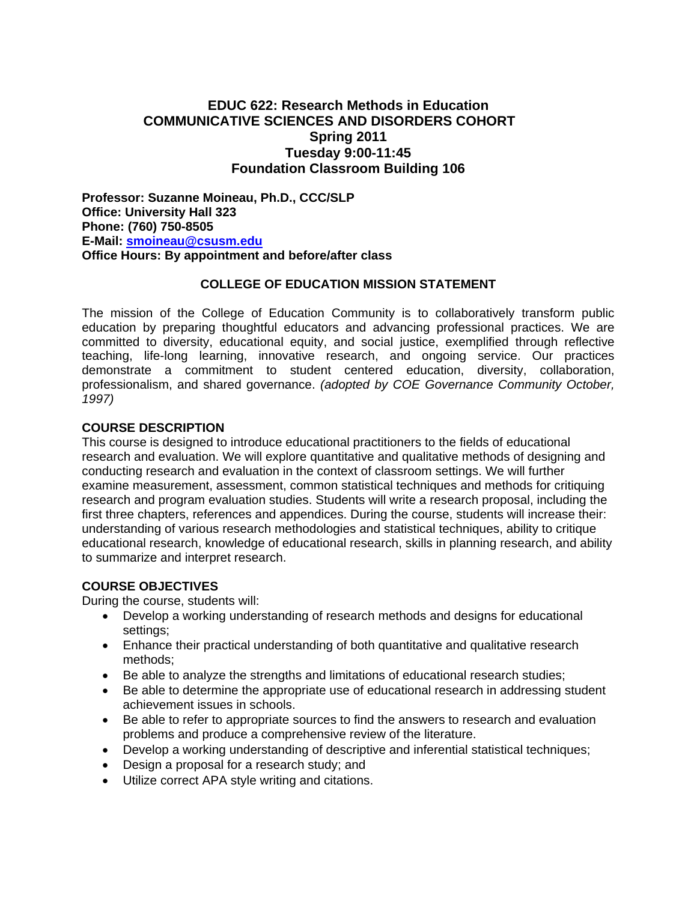# EDUC 622: Research Methods in Education
# COMMUNICATIVE SCIENCES AND DISORDERS COHORT
# Spring 2011
# Tuesday 9:00-11:45
# Foundation Classroom Building 106

**Professor: Suzanne Moineau, Ph.D., CCC/SLP**
**Office: University Hall 323**
**Phone: (760) 750-8505**
**E-Mail: smoineau@csusm.edu**
**Office Hours: By appointment and before/after class**

## COLLEGE OF EDUCATION MISSION STATEMENT

The mission of the College of Education Community is to collaboratively transform public education by preparing thoughtful educators and advancing professional practices. We are committed to diversity, educational equity, and social justice, exemplified through reflective teaching, life-long learning, innovative research, and ongoing service. Our practices demonstrate a commitment to student centered education, diversity, collaboration, professionalism, and shared governance. *(adopted by COE Governance Community October, 1997)*

## COURSE DESCRIPTION

This course is designed to introduce educational practitioners to the fields of educational research and evaluation. We will explore quantitative and qualitative methods of designing and conducting research and evaluation in the context of classroom settings. We will further examine measurement, assessment, common statistical techniques and methods for critiquing research and program evaluation studies. Students will write a research proposal, including the first three chapters, references and appendices. During the course, students will increase their: understanding of various research methodologies and statistical techniques, ability to critique educational research, knowledge of educational research, skills in planning research, and ability to summarize and interpret research.

## COURSE OBJECTIVES

During the course, students will:

- Develop a working understanding of research methods and designs for educational settings;
- Enhance their practical understanding of both quantitative and qualitative research methods;
- Be able to analyze the strengths and limitations of educational research studies;
- Be able to determine the appropriate use of educational research in addressing student achievement issues in schools.
- Be able to refer to appropriate sources to find the answers to research and evaluation problems and produce a comprehensive review of the literature.
- Develop a working understanding of descriptive and inferential statistical techniques;
- Design a proposal for a research study; and
- Utilize correct APA style writing and citations.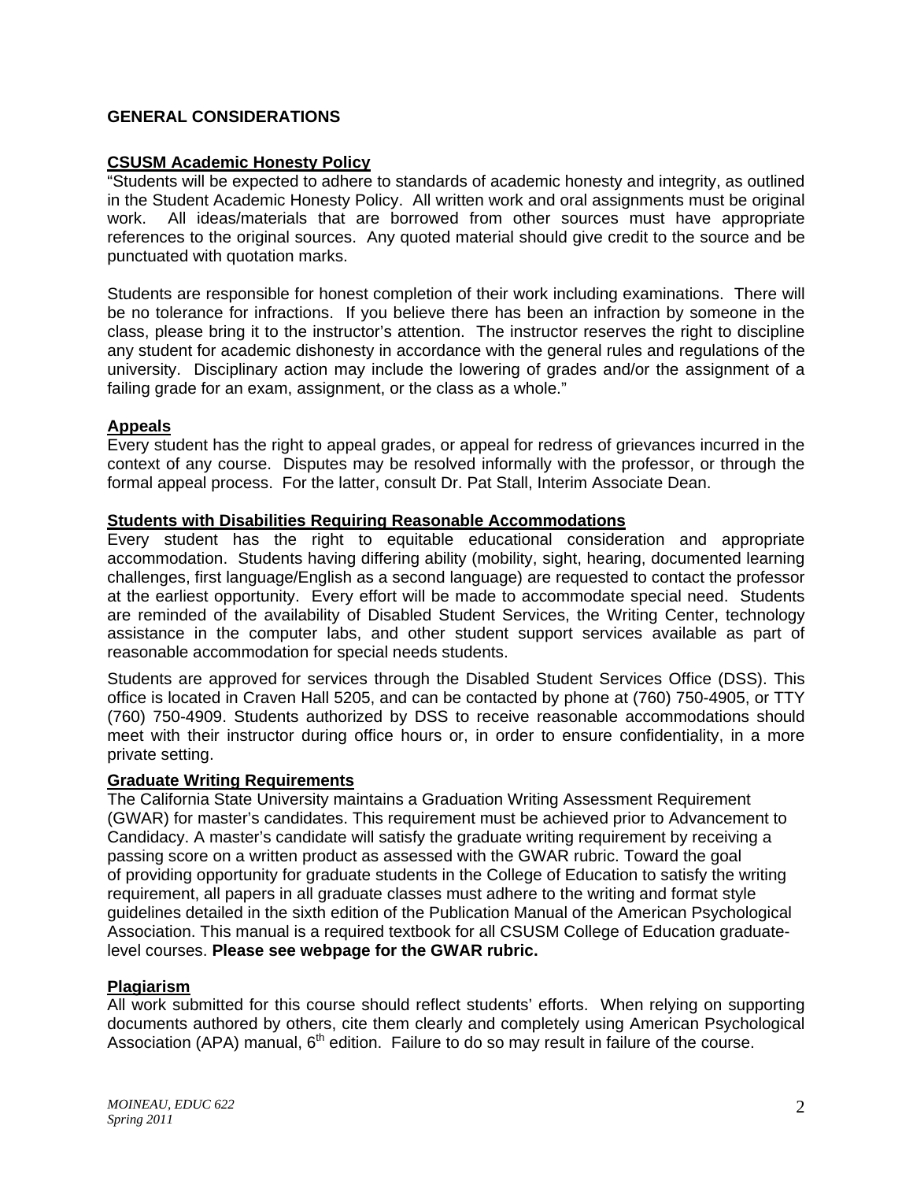## GENERAL CONSIDERATIONS

### CSUSM Academic Honesty Policy

"Students will be expected to adhere to standards of academic honesty and integrity, as outlined in the Student Academic Honesty Policy. All written work and oral assignments must be original work. All ideas/materials that are borrowed from other sources must have appropriate references to the original sources. Any quoted material should give credit to the source and be punctuated with quotation marks.

Students are responsible for honest completion of their work including examinations. There will be no tolerance for infractions. If you believe there has been an infraction by someone in the class, please bring it to the instructor's attention. The instructor reserves the right to discipline any student for academic dishonesty in accordance with the general rules and regulations of the university. Disciplinary action may include the lowering of grades and/or the assignment of a failing grade for an exam, assignment, or the class as a whole."

### Appeals

Every student has the right to appeal grades, or appeal for redress of grievances incurred in the context of any course. Disputes may be resolved informally with the professor, or through the formal appeal process. For the latter, consult Dr. Pat Stall, Interim Associate Dean.

### Students with Disabilities Requiring Reasonable Accommodations

Every student has the right to equitable educational consideration and appropriate accommodation. Students having differing ability (mobility, sight, hearing, documented learning challenges, first language/English as a second language) are requested to contact the professor at the earliest opportunity. Every effort will be made to accommodate special need. Students are reminded of the availability of Disabled Student Services, the Writing Center, technology assistance in the computer labs, and other student support services available as part of reasonable accommodation for special needs students.

Students are approved for services through the Disabled Student Services Office (DSS). This office is located in Craven Hall 5205, and can be contacted by phone at (760) 750-4905, or TTY (760) 750-4909. Students authorized by DSS to receive reasonable accommodations should meet with their instructor during office hours or, in order to ensure confidentiality, in a more private setting.

### Graduate Writing Requirements

The California State University maintains a Graduation Writing Assessment Requirement (GWAR) for master's candidates. This requirement must be achieved prior to Advancement to Candidacy. A master's candidate will satisfy the graduate writing requirement by receiving a passing score on a written product as assessed with the GWAR rubric. Toward the goal of providing opportunity for graduate students in the College of Education to satisfy the writing requirement, all papers in all graduate classes must adhere to the writing and format style guidelines detailed in the sixth edition of the Publication Manual of the American Psychological Association. This manual is a required textbook for all CSUSM College of Education graduate-level courses. **Please see webpage for the GWAR rubric.**

### Plagiarism

All work submitted for this course should reflect students' efforts. When relying on supporting documents authored by others, cite them clearly and completely using American Psychological Association (APA) manual, 6th edition. Failure to do so may result in failure of the course.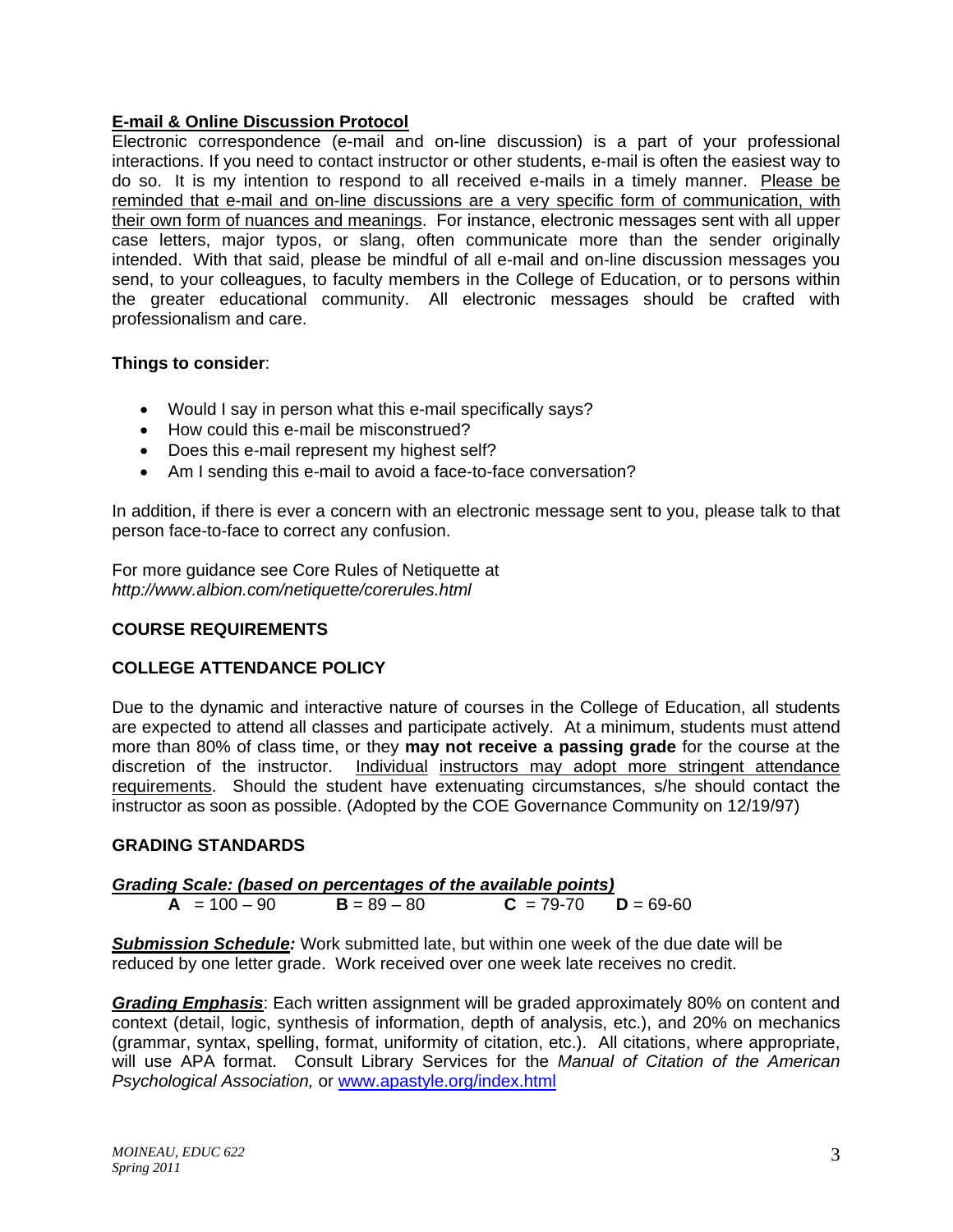## E-mail & Online Discussion Protocol

Electronic correspondence (e-mail and on-line discussion) is a part of your professional interactions. If you need to contact instructor or other students, e-mail is often the easiest way to do so. It is my intention to respond to all received e-mails in a timely manner. Please be reminded that e-mail and on-line discussions are a very specific form of communication, with their own form of nuances and meanings. For instance, electronic messages sent with all upper case letters, major typos, or slang, often communicate more than the sender originally intended. With that said, please be mindful of all e-mail and on-line discussion messages you send, to your colleagues, to faculty members in the College of Education, or to persons within the greater educational community. All electronic messages should be crafted with professionalism and care.

**Things to consider**:

- Would I say in person what this e-mail specifically says?
- How could this e-mail be misconstrued?
- Does this e-mail represent my highest self?
- Am I sending this e-mail to avoid a face-to-face conversation?

In addition, if there is ever a concern with an electronic message sent to you, please talk to that person face-to-face to correct any confusion.

For more guidance see Core Rules of Netiquette at
*http://www.albion.com/netiquette/corerules.html*

## COURSE REQUIREMENTS

## COLLEGE ATTENDANCE POLICY

Due to the dynamic and interactive nature of courses in the College of Education, all students are expected to attend all classes and participate actively. At a minimum, students must attend more than 80% of class time, or they **may not receive a passing grade** for the course at the discretion of the instructor. Individual instructors may adopt more stringent attendance requirements. Should the student have extenuating circumstances, s/he should contact the instructor as soon as possible. (Adopted by the COE Governance Community on 12/19/97)

## GRADING STANDARDS

***Grading Scale: (based on percentages of the available points)***

**A** = 100 – 90 **B** = 89 – 80 **C** = 79-70 **D** = 69-60

***Submission Schedule:*** Work submitted late, but within one week of the due date will be reduced by one letter grade. Work received over one week late receives no credit.

***Grading Emphasis***: Each written assignment will be graded approximately 80% on content and context (detail, logic, synthesis of information, depth of analysis, etc.), and 20% on mechanics (grammar, syntax, spelling, format, uniformity of citation, etc.). All citations, where appropriate, will use APA format. Consult Library Services for the *Manual of Citation of the American Psychological Association,* or www.apastyle.org/index.html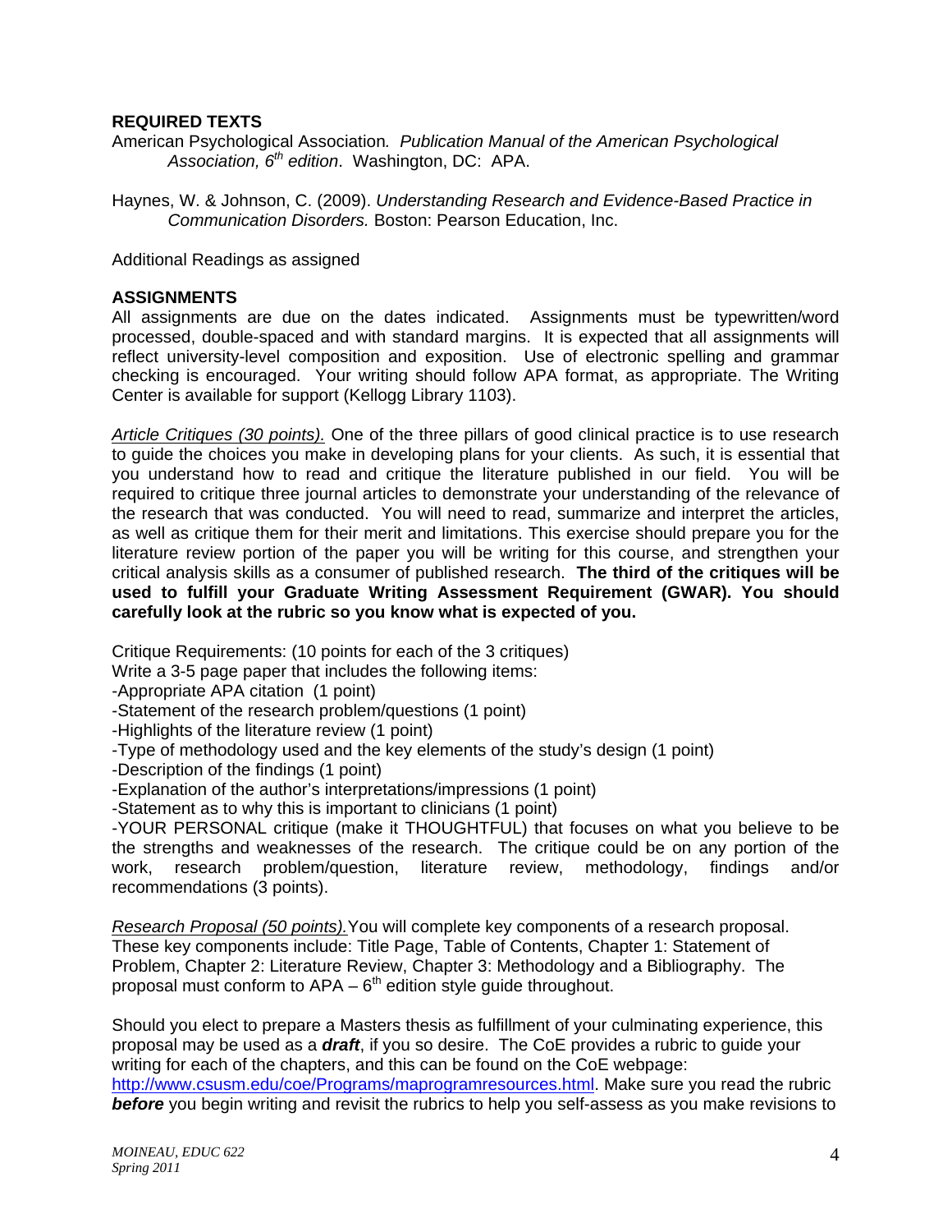**REQUIRED TEXTS**

American Psychological Association*. Publication Manual of the American Psychological Association, 6th edition*. Washington, DC: APA.

Haynes, W. & Johnson, C. (2009). *Understanding Research and Evidence-Based Practice in Communication Disorders.* Boston: Pearson Education, Inc.

Additional Readings as assigned

**ASSIGNMENTS**

All assignments are due on the dates indicated. Assignments must be typewritten/word processed, double-spaced and with standard margins. It is expected that all assignments will reflect university-level composition and exposition. Use of electronic spelling and grammar checking is encouraged. Your writing should follow APA format, as appropriate. The Writing Center is available for support (Kellogg Library 1103).

*Article Critiques (30 points).* One of the three pillars of good clinical practice is to use research to guide the choices you make in developing plans for your clients. As such, it is essential that you understand how to read and critique the literature published in our field. You will be required to critique three journal articles to demonstrate your understanding of the relevance of the research that was conducted. You will need to read, summarize and interpret the articles, as well as critique them for their merit and limitations. This exercise should prepare you for the literature review portion of the paper you will be writing for this course, and strengthen your critical analysis skills as a consumer of published research. **The third of the critiques will be used to fulfill your Graduate Writing Assessment Requirement (GWAR). You should carefully look at the rubric so you know what is expected of you.**

Critique Requirements: (10 points for each of the 3 critiques)
Write a 3-5 page paper that includes the following items:
-Appropriate APA citation (1 point)
-Statement of the research problem/questions (1 point)
-Highlights of the literature review (1 point)
-Type of methodology used and the key elements of the study's design (1 point)
-Description of the findings (1 point)
-Explanation of the author's interpretations/impressions (1 point)
-Statement as to why this is important to clinicians (1 point)
-YOUR PERSONAL critique (make it THOUGHTFUL) that focuses on what you believe to be the strengths and weaknesses of the research. The critique could be on any portion of the work, research problem/question, literature review, methodology, findings and/or recommendations (3 points).

*Research Proposal (50 points).* You will complete key components of a research proposal. These key components include: Title Page, Table of Contents, Chapter 1: Statement of Problem, Chapter 2: Literature Review, Chapter 3: Methodology and a Bibliography. The proposal must conform to APA – 6th edition style guide throughout.

Should you elect to prepare a Masters thesis as fulfillment of your culminating experience, this proposal may be used as a ***draft***, if you so desire. The CoE provides a rubric to guide your writing for each of the chapters, and this can be found on the CoE webpage: http://www.csusm.edu/coe/Programs/maprogramresources.html. Make sure you read the rubric ***before*** you begin writing and revisit the rubrics to help you self-assess as you make revisions to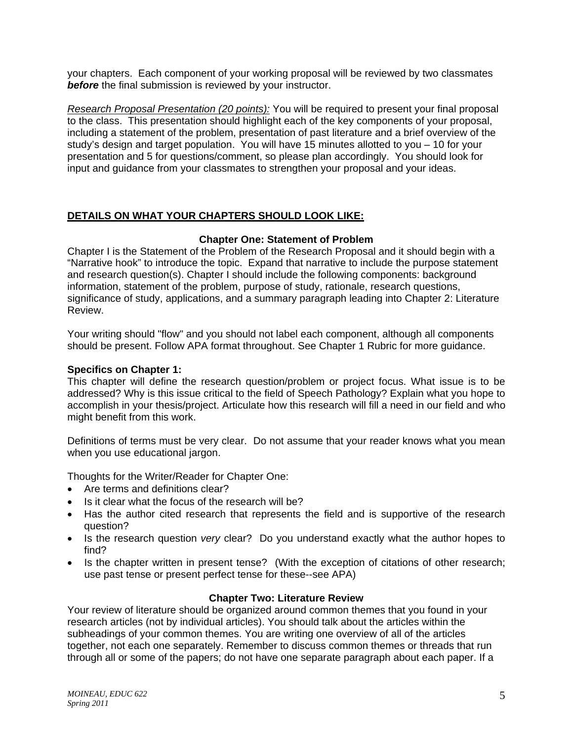your chapters. Each component of your working proposal will be reviewed by two classmates ***before*** the final submission is reviewed by your instructor.

*Research Proposal Presentation (20 points):* You will be required to present your final proposal to the class. This presentation should highlight each of the key components of your proposal, including a statement of the problem, presentation of past literature and a brief overview of the study's design and target population. You will have 15 minutes allotted to you – 10 for your presentation and 5 for questions/comment, so please plan accordingly. You should look for input and guidance from your classmates to strengthen your proposal and your ideas.

## DETAILS ON WHAT YOUR CHAPTERS SHOULD LOOK LIKE:

### Chapter One: Statement of Problem

Chapter I is the Statement of the Problem of the Research Proposal and it should begin with a "Narrative hook" to introduce the topic. Expand that narrative to include the purpose statement and research question(s). Chapter I should include the following components: background information, statement of the problem, purpose of study, rationale, research questions, significance of study, applications, and a summary paragraph leading into Chapter 2: Literature Review.

Your writing should "flow" and you should not label each component, although all components should be present. Follow APA format throughout. See Chapter 1 Rubric for more guidance.

**Specifics on Chapter 1:**

This chapter will define the research question/problem or project focus. What issue is to be addressed? Why is this issue critical to the field of Speech Pathology? Explain what you hope to accomplish in your thesis/project. Articulate how this research will fill a need in our field and who might benefit from this work.

Definitions of terms must be very clear. Do not assume that your reader knows what you mean when you use educational jargon.

Thoughts for the Writer/Reader for Chapter One:

- Are terms and definitions clear?
- Is it clear what the focus of the research will be?
- Has the author cited research that represents the field and is supportive of the research question?
- Is the research question *very* clear? Do you understand exactly what the author hopes to find?
- Is the chapter written in present tense? (With the exception of citations of other research; use past tense or present perfect tense for these--see APA)

### Chapter Two: Literature Review

Your review of literature should be organized around common themes that you found in your research articles (not by individual articles). You should talk about the articles within the subheadings of your common themes. You are writing one overview of all of the articles together, not each one separately. Remember to discuss common themes or threads that run through all or some of the papers; do not have one separate paragraph about each paper. If a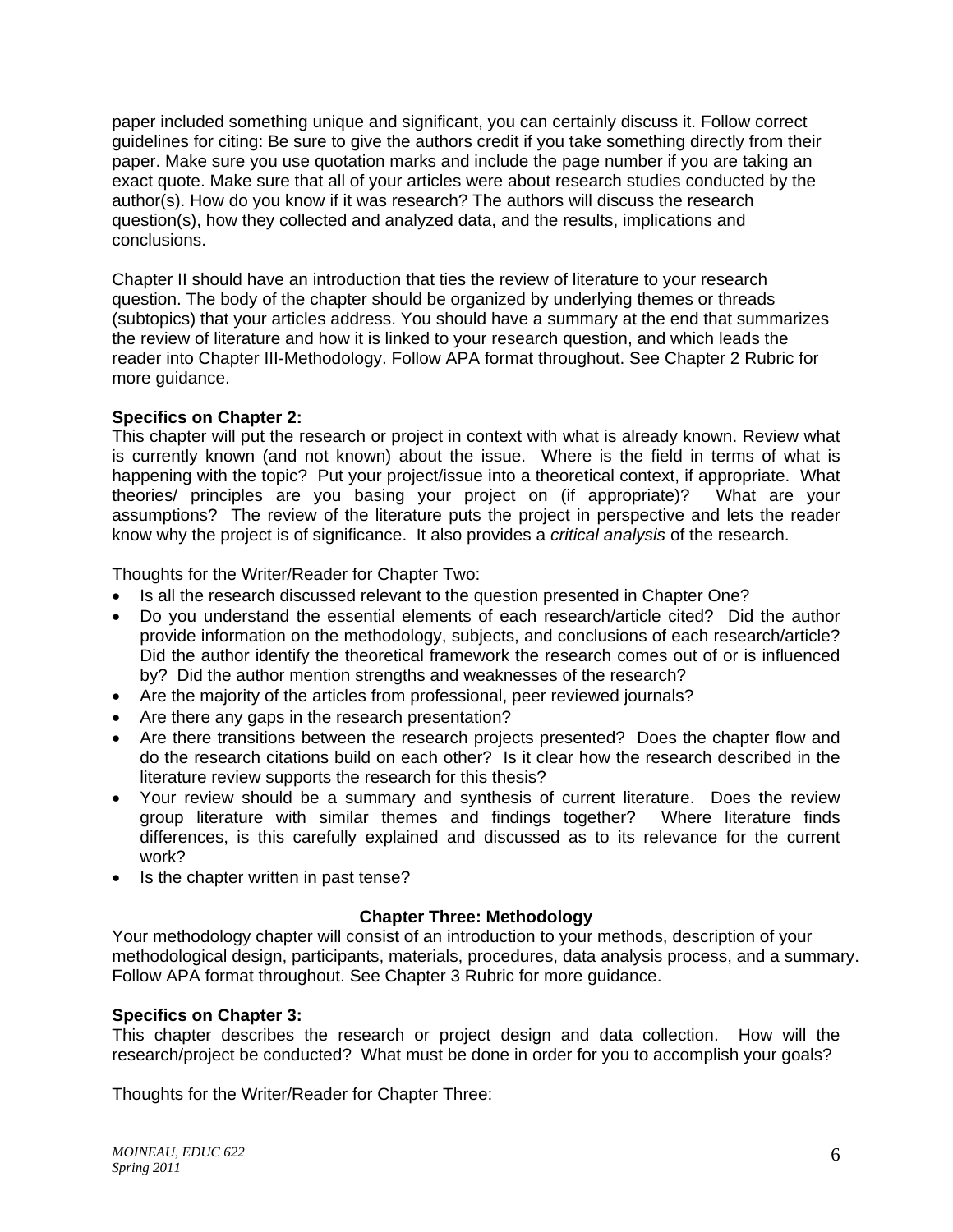paper included something unique and significant, you can certainly discuss it. Follow correct guidelines for citing: Be sure to give the authors credit if you take something directly from their paper. Make sure you use quotation marks and include the page number if you are taking an exact quote. Make sure that all of your articles were about research studies conducted by the author(s). How do you know if it was research? The authors will discuss the research question(s), how they collected and analyzed data, and the results, implications and conclusions.

Chapter II should have an introduction that ties the review of literature to your research question. The body of the chapter should be organized by underlying themes or threads (subtopics) that your articles address. You should have a summary at the end that summarizes the review of literature and how it is linked to your research question, and which leads the reader into Chapter III-Methodology. Follow APA format throughout. See Chapter 2 Rubric for more guidance.

**Specifics on Chapter 2:**
This chapter will put the research or project in context with what is already known. Review what is currently known (and not known) about the issue. Where is the field in terms of what is happening with the topic? Put your project/issue into a theoretical context, if appropriate. What theories/ principles are you basing your project on (if appropriate)? What are your assumptions? The review of the literature puts the project in perspective and lets the reader know why the project is of significance. It also provides a *critical analysis* of the research.

Thoughts for the Writer/Reader for Chapter Two:

- Is all the research discussed relevant to the question presented in Chapter One?
- Do you understand the essential elements of each research/article cited? Did the author provide information on the methodology, subjects, and conclusions of each research/article? Did the author identify the theoretical framework the research comes out of or is influenced by? Did the author mention strengths and weaknesses of the research?
- Are the majority of the articles from professional, peer reviewed journals?
- Are there any gaps in the research presentation?
- Are there transitions between the research projects presented? Does the chapter flow and do the research citations build on each other? Is it clear how the research described in the literature review supports the research for this thesis?
- Your review should be a summary and synthesis of current literature. Does the review group literature with similar themes and findings together? Where literature finds differences, is this carefully explained and discussed as to its relevance for the current work?
- Is the chapter written in past tense?

## Chapter Three: Methodology

Your methodology chapter will consist of an introduction to your methods, description of your methodological design, participants, materials, procedures, data analysis process, and a summary. Follow APA format throughout. See Chapter 3 Rubric for more guidance.

**Specifics on Chapter 3:**
This chapter describes the research or project design and data collection. How will the research/project be conducted? What must be done in order for you to accomplish your goals?

Thoughts for the Writer/Reader for Chapter Three: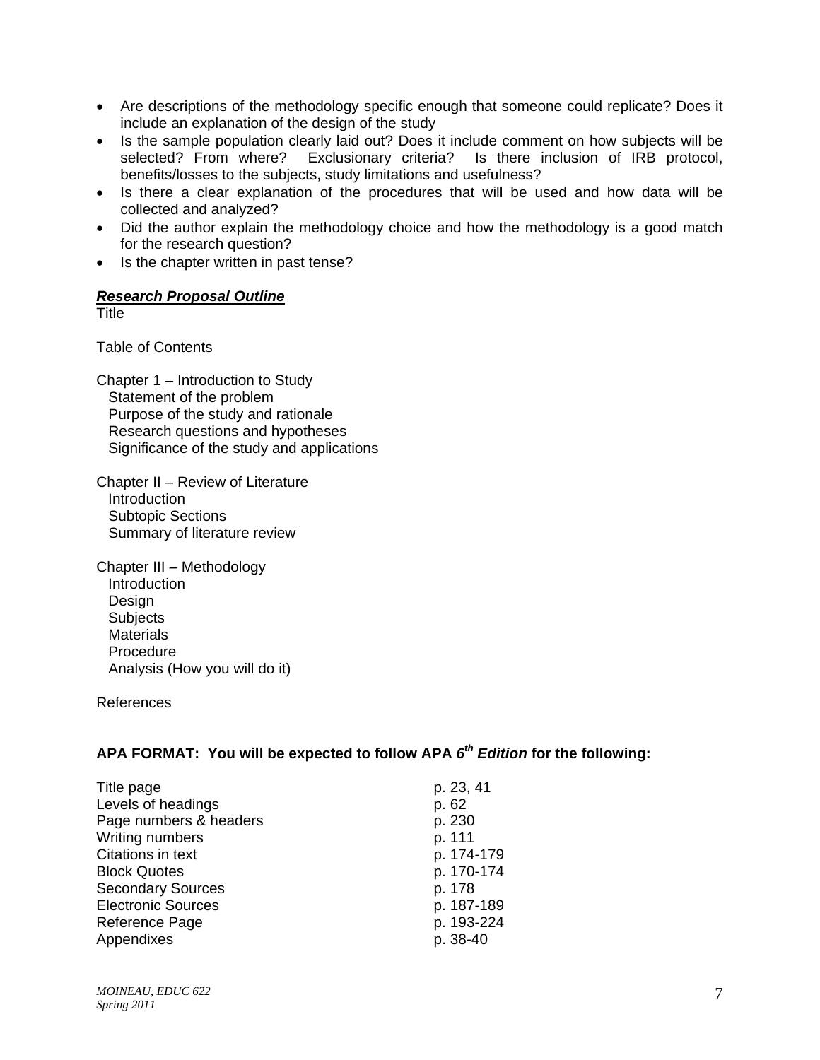- Are descriptions of the methodology specific enough that someone could replicate? Does it include an explanation of the design of the study
- Is the sample population clearly laid out? Does it include comment on how subjects will be selected? From where? Exclusionary criteria? Is there inclusion of IRB protocol, benefits/losses to the subjects, study limitations and usefulness?
- Is there a clear explanation of the procedures that will be used and how data will be collected and analyzed?
- Did the author explain the methodology choice and how the methodology is a good match for the research question?
- Is the chapter written in past tense?

***Research Proposal Outline***

Title

Table of Contents

Chapter 1 – Introduction to Study
  Statement of the problem
  Purpose of the study and rationale
  Research questions and hypotheses
  Significance of the study and applications

Chapter II – Review of Literature
  Introduction
  Subtopic Sections
  Summary of literature review

Chapter III – Methodology
  Introduction
  Design
  Subjects
  Materials
  Procedure
  Analysis (How you will do it)

References

**APA FORMAT: You will be expected to follow APA *6th Edition* for the following:**

| | |
|---|---|
| Title page | p. 23, 41 |
| Levels of headings | p. 62 |
| Page numbers & headers | p. 230 |
| Writing numbers | p. 111 |
| Citations in text | p. 174-179 |
| Block Quotes | p. 170-174 |
| Secondary Sources | p. 178 |
| Electronic Sources | p. 187-189 |
| Reference Page | p. 193-224 |
| Appendixes | p. 38-40 |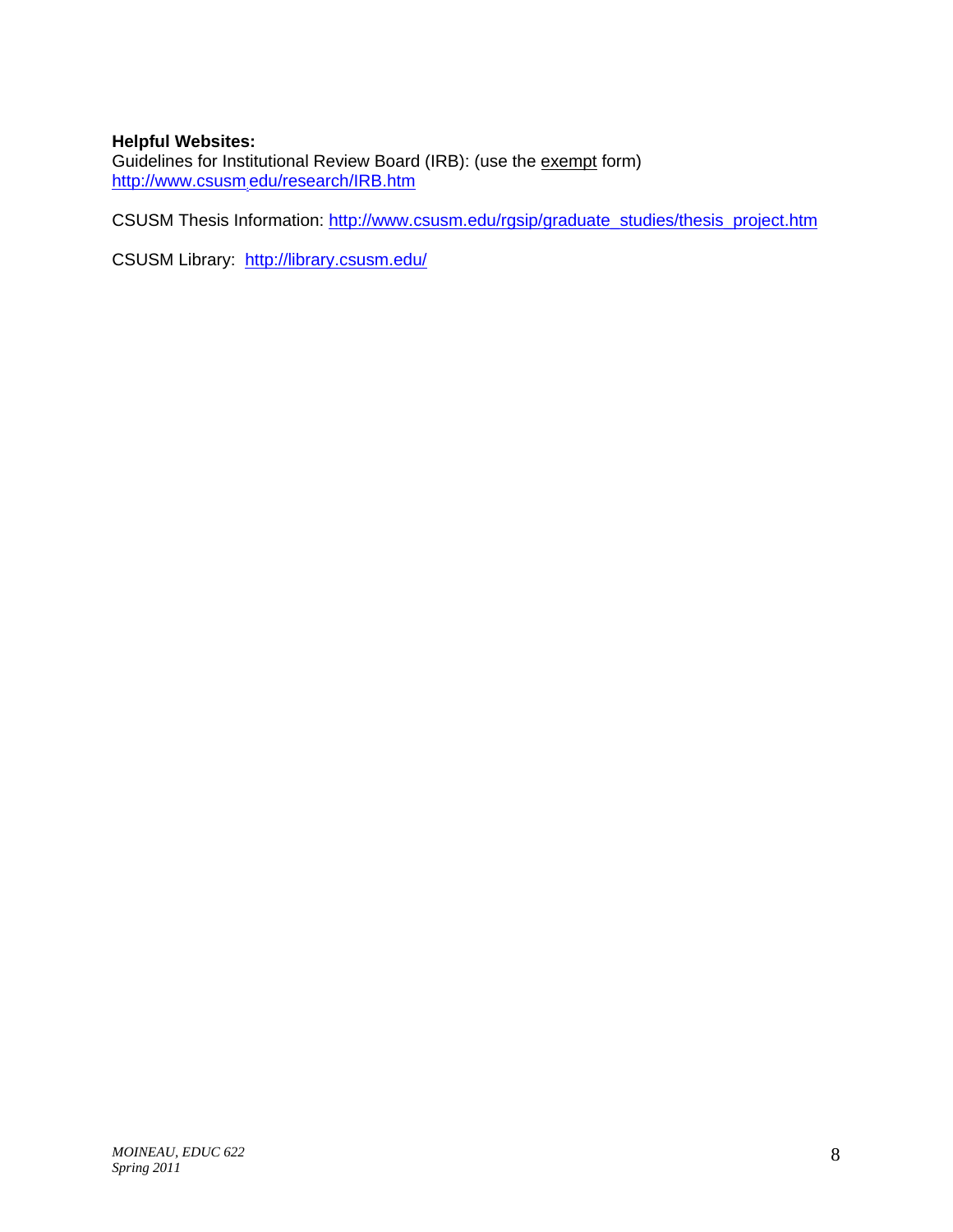**Helpful Websites:**
Guidelines for Institutional Review Board (IRB): (use the exempt form)
http://www.csusm.edu/research/IRB.htm

CSUSM Thesis Information: http://www.csusm.edu/rgsip/graduate_studies/thesis_project.htm

CSUSM Library: http://library.csusm.edu/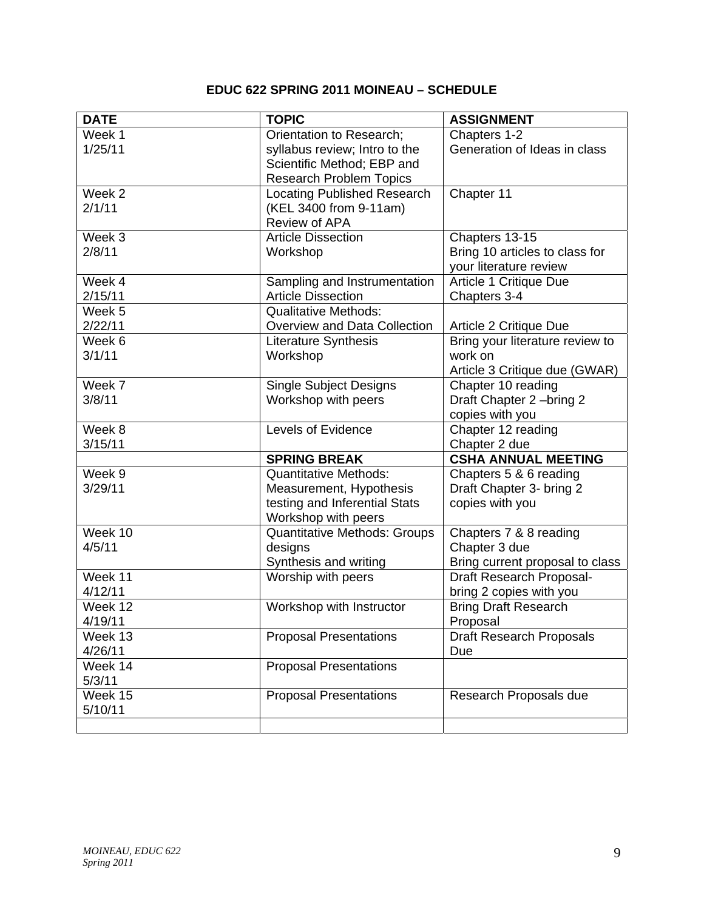**EDUC 622 SPRING 2011 MOINEAU – SCHEDULE**

| DATE | TOPIC | ASSIGNMENT |
| --- | --- | --- |
| Week 1<br>1/25/11 | Orientation to Research; syllabus review; Intro to the Scientific Method; EBP and Research Problem Topics | Chapters 1-2<br>Generation of Ideas in class |
| Week 2<br>2/1/11 | Locating Published Research (KEL 3400 from 9-11am)<br>Review of APA | Chapter 11 |
| Week 3<br>2/8/11 | Article Dissection<br>Workshop | Chapters 13-15<br>Bring 10 articles to class for your literature review |
| Week 4<br>2/15/11 | Sampling and Instrumentation<br>Article Dissection | Article 1 Critique Due<br>Chapters 3-4 |
| Week 5<br>2/22/11 | Qualitative Methods:<br>Overview and Data Collection | Article 2 Critique Due |
| Week 6<br>3/1/11 | Literature Synthesis<br>Workshop | Bring your literature review to work on<br>Article 3 Critique due (GWAR) |
| Week 7<br>3/8/11 | Single Subject Designs<br>Workshop with peers | Chapter 10 reading<br>Draft Chapter 2 –bring 2 copies with you |
| Week 8<br>3/15/11 | Levels of Evidence | Chapter 12 reading<br>Chapter 2 due |
| | **SPRING BREAK** | **CSHA ANNUAL MEETING** |
| Week 9<br>3/29/11 | Quantitative Methods: Measurement, Hypothesis testing and Inferential Stats<br>Workshop with peers | Chapters 5 & 6 reading<br>Draft Chapter 3- bring 2 copies with you |
| Week 10<br>4/5/11 | Quantitative Methods: Groups designs<br>Synthesis and writing | Chapters 7 & 8 reading<br>Chapter 3 due<br>Bring current proposal to class |
| Week 11<br>4/12/11 | Worship with peers | Draft Research Proposal- bring 2 copies with you |
| Week 12<br>4/19/11 | Workshop with Instructor | Bring Draft Research Proposal |
| Week 13<br>4/26/11 | Proposal Presentations | Draft Research Proposals Due |
| Week 14<br>5/3/11 | Proposal Presentations | |
| Week 15<br>5/10/11 | Proposal Presentations | Research Proposals due |
| | | |